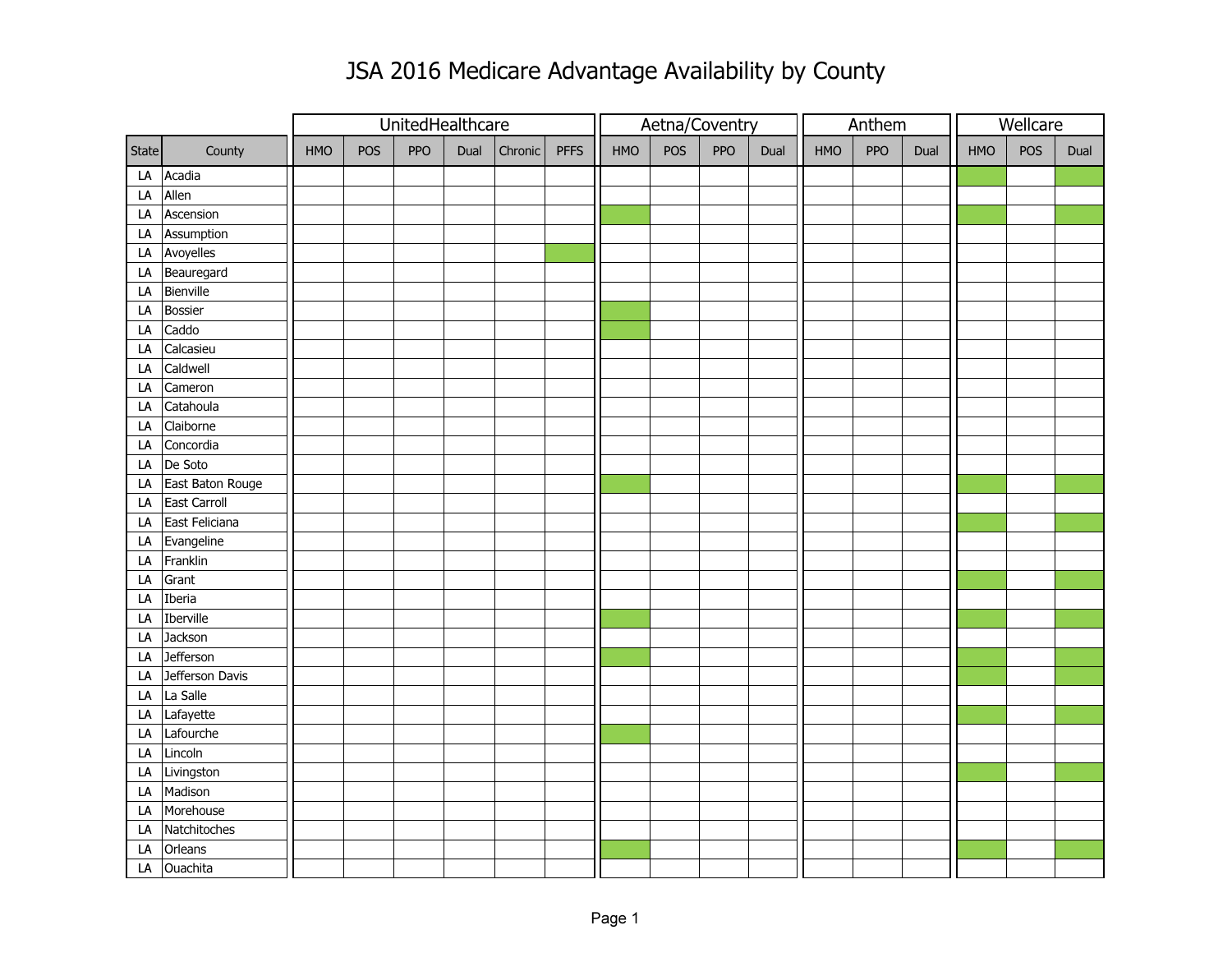# JSA 2016 Medicare Advantage Availability by County

Cells marked ✓ are shaded green in the original, indicating availability; blank cells are unshaded.

| | | UnitedHealthcare | | | | | | Aetna/Coventry | | | | Anthem | | | Wellcare | | |
|---|---|---|---|---|---|---|---|---|---|---|---|---|---|---|---|---|---|
| State | County | HMO | POS | PPO | Dual | Chronic | PFFS | HMO | POS | PPO | Dual | HMO | PPO | Dual | HMO | POS | Dual |
| LA | Acadia | | | | | | | | | | | | | | ✓ | | ✓ |
| LA | Allen | | | | | | | | | | | | | | | | |
| LA | Ascension | | | | | | | ✓ | | | | | | | ✓ | | ✓ |
| LA | Assumption | | | | | | | | | | | | | | | | |
| LA | Avoyelles | | | | | | ✓ | | | | | | | | | | |
| LA | Beauregard | | | | | | | | | | | | | | | | |
| LA | Bienville | | | | | | | | | | | | | | | | |
| LA | Bossier | | | | | | | ✓ | | | | | | | | | |
| LA | Caddo | | | | | | | ✓ | | | | | | | | | |
| LA | Calcasieu | | | | | | | | | | | | | | | | |
| LA | Caldwell | | | | | | | | | | | | | | | | |
| LA | Cameron | | | | | | | | | | | | | | | | |
| LA | Catahoula | | | | | | | | | | | | | | | | |
| LA | Claiborne | | | | | | | | | | | | | | | | |
| LA | Concordia | | | | | | | | | | | | | | | | |
| LA | De Soto | | | | | | | | | | | | | | | | |
| LA | East Baton Rouge | | | | | | | ✓ | | | | | | | ✓ | | ✓ |
| LA | East Carroll | | | | | | | | | | | | | | | | |
| LA | East Feliciana | | | | | | | | | | | | | | ✓ | | ✓ |
| LA | Evangeline | | | | | | | | | | | | | | | | |
| LA | Franklin | | | | | | | | | | | | | | | | |
| LA | Grant | | | | | | | | | | | | | | ✓ | | ✓ |
| LA | Iberia | | | | | | | | | | | | | | | | |
| LA | Iberville | | | | | | | ✓ | | | | | | | ✓ | | ✓ |
| LA | Jackson | | | | | | | | | | | | | | | | |
| LA | Jefferson | | | | | | | ✓ | | | | | | | ✓ | | ✓ |
| LA | Jefferson Davis | | | | | | | | | | | | | | ✓ | | ✓ |
| LA | La Salle | | | | | | | | | | | | | | | | |
| LA | Lafayette | | | | | | | | | | | | | | ✓ | | ✓ |
| LA | Lafourche | | | | | | | ✓ | | | | | | | | | |
| LA | Lincoln | | | | | | | | | | | | | | | | |
| LA | Livingston | | | | | | | | | | | | | | ✓ | | ✓ |
| LA | Madison | | | | | | | | | | | | | | | | |
| LA | Morehouse | | | | | | | | | | | | | | | | |
| LA | Natchitoches | | | | | | | | | | | | | | | | |
| LA | Orleans | | | | | | | ✓ | | | | | | | ✓ | | ✓ |
| LA | Ouachita | | | | | | | | | | | | | | | | |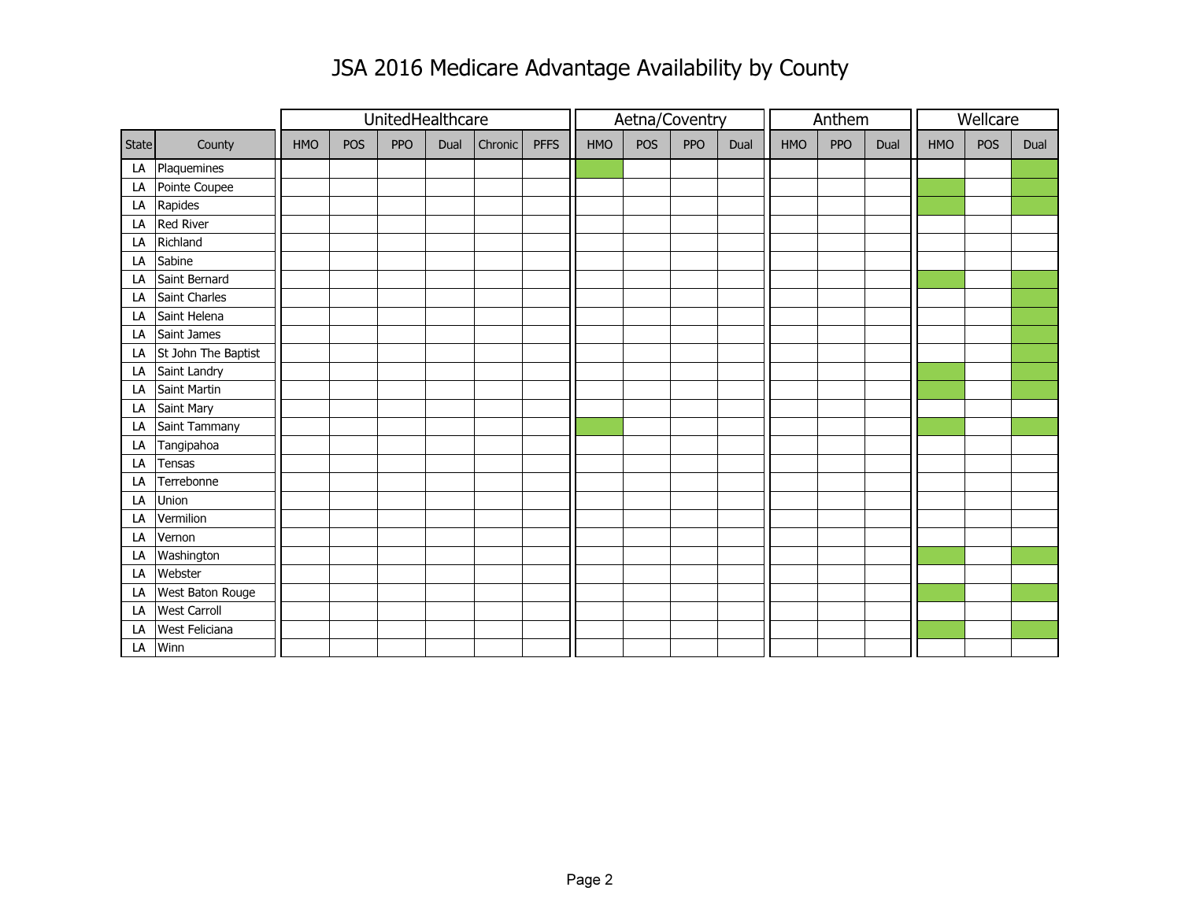# JSA 2016 Medicare Advantage Availability by County

| | | UnitedHealthcare | | | | | | Aetna/Coventry | | | | Anthem | | | Wellcare | | |
|---|---|---|---|---|---|---|---|---|---|---|---|---|---|---|---|---|---|
| State | County | HMO | POS | PPO | Dual | Chronic | PFFS | HMO | POS | PPO | Dual | HMO | PPO | Dual | HMO | POS | Dual |
| LA | Plaquemines | | | | | | | X | | | | | | | | | X |
| LA | Pointe Coupee | | | | | | | | | | | | | | X | | X |
| LA | Rapides | | | | | | | | | | | | | | X | | X |
| LA | Red River | | | | | | | | | | | | | | | | |
| LA | Richland | | | | | | | | | | | | | | | | |
| LA | Sabine | | | | | | | | | | | | | | | | |
| LA | Saint Bernard | | | | | | | | | | | | | | X | | X |
| LA | Saint Charles | | | | | | | | | | | | | | | | X |
| LA | Saint Helena | | | | | | | | | | | | | | | | X |
| LA | Saint James | | | | | | | | | | | | | | | | X |
| LA | St John The Baptist | | | | | | | | | | | | | | | | X |
| LA | Saint Landry | | | | | | | | | | | | | | X | | X |
| LA | Saint Martin | | | | | | | | | | | | | | X | | X |
| LA | Saint Mary | | | | | | | | | | | | | | | | |
| LA | Saint Tammany | | | | | | | X | | | | | | | X | | X |
| LA | Tangipahoa | | | | | | | | | | | | | | | | |
| LA | Tensas | | | | | | | | | | | | | | | | |
| LA | Terrebonne | | | | | | | | | | | | | | | | |
| LA | Union | | | | | | | | | | | | | | | | |
| LA | Vermilion | | | | | | | | | | | | | | | | |
| LA | Vernon | | | | | | | | | | | | | | | | |
| LA | Washington | | | | | | | | | | | | | | X | | X |
| LA | Webster | | | | | | | | | | | | | | | | |
| LA | West Baton Rouge | | | | | | | | | | | | | | X | | X |
| LA | West Carroll | | | | | | | | | | | | | | | | |
| LA | West Feliciana | | | | | | | | | | | | | | X | | X |
| LA | Winn | | | | | | | | | | | | | | | | |